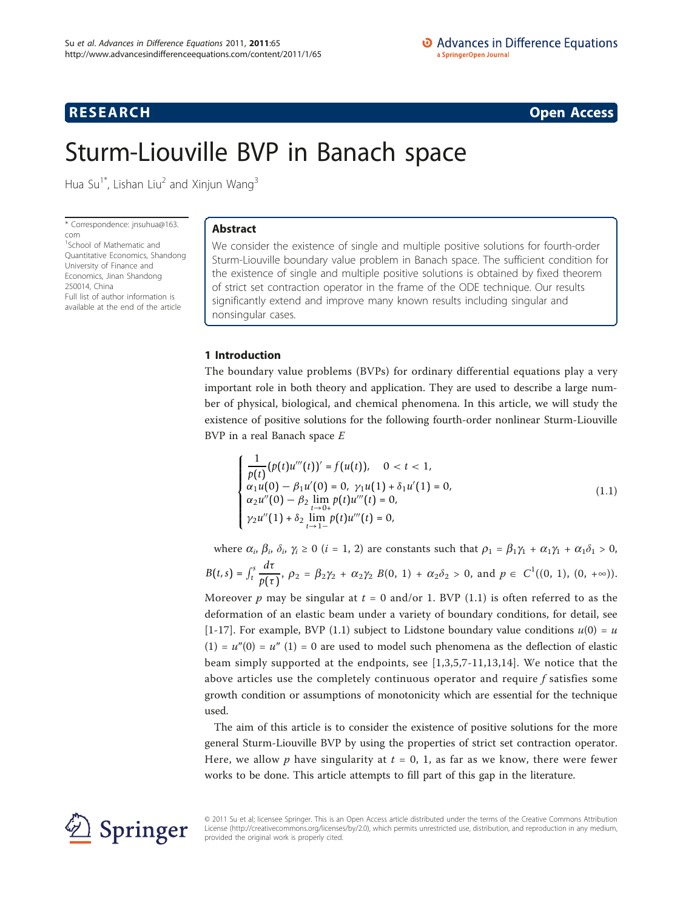**RESEARCH** **Open Access**

# Sturm-Liouville BVP in Banach space

Hua Su[1*], Lishan Liu[2] and Xinjun Wang[3]

\* Correspondence: jnsuhua@163.com
[1]School of Mathematic and Quantitative Economics, Shandong University of Finance and Economics, Jinan Shandong 250014, China
Full list of author information is available at the end of the article

## Abstract

We consider the existence of single and multiple positive solutions for fourth-order Sturm-Liouville boundary value problem in Banach space. The sufficient condition for the existence of single and multiple positive solutions is obtained by fixed theorem of strict set contraction operator in the frame of the ODE technique. Our results significantly extend and improve many known results including singular and nonsingular cases.

## 1 Introduction

The boundary value problems (BVPs) for ordinary differential equations play a very important role in both theory and application. They are used to describe a large number of physical, biological, and chemical phenomena. In this article, we will study the existence of positive solutions for the following fourth-order nonlinear Sturm-Liouville BVP in a real Banach space $E$

$$
\begin{cases}
\dfrac{1}{p(t)}(p(t)u'''(t))' = f(u(t)), \quad 0 < t < 1, \\
\alpha_1 u(0) - \beta_1 u'(0) = 0, \ \gamma_1 u(1) + \delta_1 u'(1) = 0, \\
\alpha_2 u''(0) - \beta_2 \lim\limits_{t \to 0+} p(t)u'''(t) = 0, \\
\gamma_2 u''(1) + \delta_2 \lim\limits_{t \to 1-} p(t)u'''(t) = 0,
\end{cases}
\tag{1.1}
$$

where $\alpha_i$, $\beta_i$, $\delta_i$, $\gamma_i \geq 0$ ($i = 1, 2$) are constants such that $\rho_1 = \beta_1\gamma_1 + \alpha_1\gamma_1 + \alpha_1\delta_1 > 0$, $B(t,s) = \int_t^s \frac{d\tau}{p(\tau)}$, $\rho_2 = \beta_2\gamma_2 + \alpha_2\gamma_2 \, B(0, 1) + \alpha_2\delta_2 > 0$, and $p \in C^1((0, 1), (0, +\infty))$. Moreover $p$ may be singular at $t = 0$ and/or 1. BVP (1.1) is often referred to as the deformation of an elastic beam under a variety of boundary conditions, for detail, see [1-17]. For example, BVP (1.1) subject to Lidstone boundary value conditions $u(0) = u(1) = u''(0) = u''(1) = 0$ are used to model such phenomena as the deflection of elastic beam simply supported at the endpoints, see [1,3,5,7-11,13,14]. We notice that the above articles use the completely continuous operator and require $f$ satisfies some growth condition or assumptions of monotonicity which are essential for the technique used.

The aim of this article is to consider the existence of positive solutions for the more general Sturm-Liouville BVP by using the properties of strict set contraction operator. Here, we allow $p$ have singularity at $t = 0, 1$, as far as we know, there were fewer works to be done. This article attempts to fill part of this gap in the literature.

© 2011 Su et al; licensee Springer. This is an Open Access article distributed under the terms of the Creative Commons Attribution License (http://creativecommons.org/licenses/by/2.0), which permits unrestricted use, distribution, and reproduction in any medium, provided the original work is properly cited.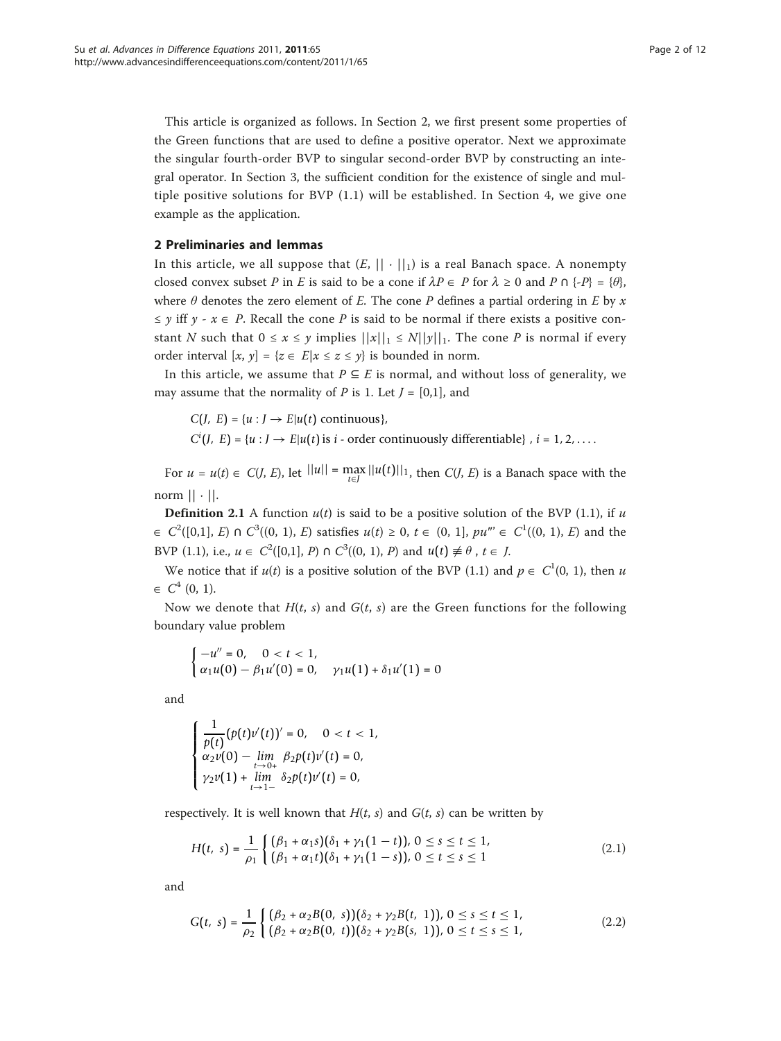This article is organized as follows. In Section 2, we first present some properties of the Green functions that are used to define a positive operator. Next we approximate the singular fourth-order BVP to singular second-order BVP by constructing an integral operator. In Section 3, the sufficient condition for the existence of single and multiple positive solutions for BVP (1.1) will be established. In Section 4, we give one example as the application.

## 2 Preliminaries and lemmas

In this article, we all suppose that $(E, ||\cdot||_1)$ is a real Banach space. A nonempty closed convex subset $P$ in $E$ is said to be a cone if $\lambda P \in P$ for $\lambda \geq 0$ and $P \cap \{-P\} = \{\theta\}$, where $\theta$ denotes the zero element of $E$. The cone $P$ defines a partial ordering in $E$ by $x \leq y$ iff $y - x \in P$. Recall the cone $P$ is said to be normal if there exists a positive constant $N$ such that $0 \leq x \leq y$ implies $||x||_1 \leq N||y||_1$. The cone $P$ is normal if every order interval $[x, y] = \{z \in E | x \leq z \leq y\}$ is bounded in norm.

In this article, we assume that $P \subseteq E$ is normal, and without loss of generality, we may assume that the normality of $P$ is 1. Let $J = [0,1]$, and

$$C(J, E) = \{u : J \to E | u(t) \text{ continuous}\},$$

$$C^i(J, E) = \{u : J \to E | u(t) \text{ is } i\text{ - order continuously differentiable}\}, \ i = 1, 2, \ldots.$$

For $u = u(t) \in C(J, E)$, let $||u|| = \max_{t\in J} ||u(t)||_1$, then $C(J, E)$ is a Banach space with the norm $||\cdot||$.

**Definition 2.1** A function $u(t)$ is said to be a positive solution of the BVP (1.1), if $u \in C^2([0,1], E) \cap C^3((0, 1), E)$ satisfies $u(t) \geq 0$, $t \in (0, 1]$, $pu''' \in C^1((0, 1), E)$ and the BVP (1.1), i.e., $u \in C^2([0,1], P) \cap C^3((0, 1), P)$ and $u(t) \not\equiv \theta$, $t \in J$.

We notice that if $u(t)$ is a positive solution of the BVP (1.1) and $p \in C^1(0, 1)$, then $u \in C^4(0, 1)$.

Now we denote that $H(t, s)$ and $G(t, s)$ are the Green functions for the following boundary value problem

$$\begin{cases} -u'' = 0, \quad 0 < t < 1, \\ \alpha_1 u(0) - \beta_1 u'(0) = 0, \quad \gamma_1 u(1) + \delta_1 u'(1) = 0 \end{cases}$$

and

$$\begin{cases} \dfrac{1}{p(t)}(p(t)v'(t))' = 0, \quad 0 < t < 1, \\ \alpha_2 v(0) - \lim\limits_{t\to 0+} \beta_2 p(t)v'(t) = 0, \\ \gamma_2 v(1) + \lim\limits_{t\to 1-} \delta_2 p(t)v'(t) = 0, \end{cases}$$

respectively. It is well known that $H(t, s)$ and $G(t, s)$ can be written by

$$H(t, s) = \frac{1}{\rho_1} \begin{cases} (\beta_1 + \alpha_1 s)(\delta_1 + \gamma_1(1 - t)), & 0 \leq s \leq t \leq 1, \\ (\beta_1 + \alpha_1 t)(\delta_1 + \gamma_1(1 - s)), & 0 \leq t \leq s \leq 1 \end{cases} \tag{2.1}$$

and

$$G(t, s) = \frac{1}{\rho_2} \begin{cases} (\beta_2 + \alpha_2 B(0, s))(\delta_2 + \gamma_2 B(t, 1)), & 0 \leq s \leq t \leq 1, \\ (\beta_2 + \alpha_2 B(0, t))(\delta_2 + \gamma_2 B(s, 1)), & 0 \leq t \leq s \leq 1, \end{cases} \tag{2.2}$$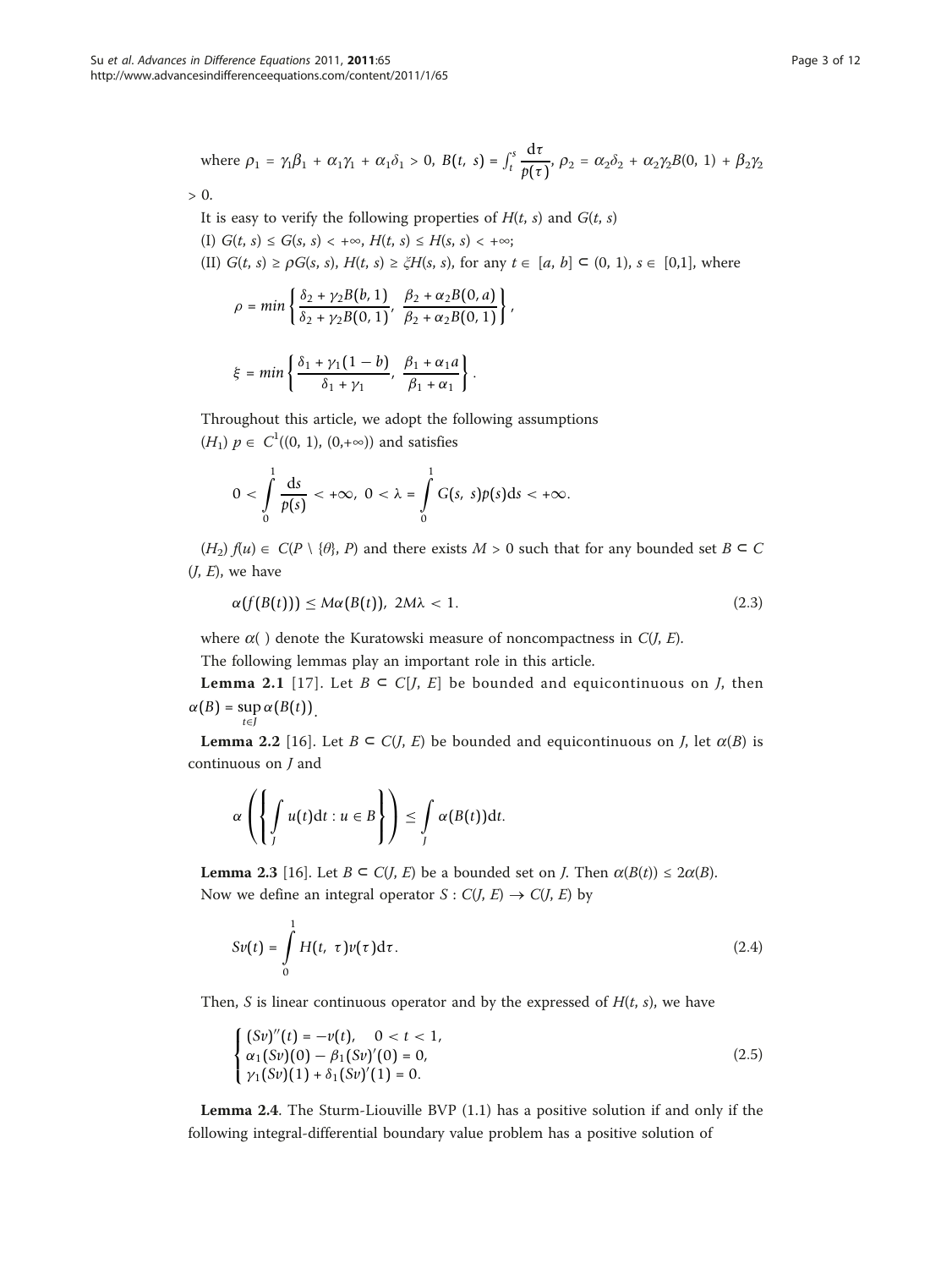where $\rho_1 = \gamma_1\beta_1 + \alpha_1\gamma_1 + \alpha_1\delta_1 > 0$, $B(t,\ s) = \int_t^s \frac{\mathrm{d}\tau}{p(\tau)}$, $\rho_2 = \alpha_2\delta_2 + \alpha_2\gamma_2 B(0,\ 1) + \beta_2\gamma_2 > 0$.

It is easy to verify the following properties of $H(t, s)$ and $G(t, s)$

(I) $G(t, s) \leq G(s, s) < +\infty$, $H(t, s) \leq H(s, s) < +\infty$;

(II) $G(t, s) \geq \rho G(s, s)$, $H(t, s) \geq \xi H(s, s)$, for any $t \in [a, b] \subset (0, 1)$, $s \in [0,1]$, where

$$\rho = min\left\{\frac{\delta_2 + \gamma_2 B(b,\ 1)}{\delta_2 + \gamma_2 B(0,\ 1)},\ \frac{\beta_2 + \alpha_2 B(0,\ a)}{\beta_2 + \alpha_2 B(0,\ 1)}\right\},$$

$$\xi = min\left\{\frac{\delta_1 + \gamma_1(1-b)}{\delta_1 + \gamma_1},\ \frac{\beta_1 + \alpha_1 a}{\beta_1 + \alpha_1}\right\}.$$

Throughout this article, we adopt the following assumptions

$(H_1)$ $p \in C^1((0, 1), (0,+\infty))$ and satisfies

$$0 < \int_0^1 \frac{\mathrm{d}s}{p(s)} < +\infty,\ 0 < \lambda = \int_0^1 G(s,\ s)p(s)\mathrm{d}s < +\infty.$$

$(H_2)$ $f(u) \in C(P \setminus \{\theta\}, P)$ and there exists $M > 0$ such that for any bounded set $B \subset C(J, E)$, we have

$$\alpha(f(B(t))) \leq M\alpha(B(t)),\ 2M\lambda < 1. \tag{2.3}$$

where $\alpha(\ )$ denote the Kuratowski measure of noncompactness in $C(J, E)$.

The following lemmas play an important role in this article.

**Lemma 2.1** [17]. Let $B \subset C[J, E]$ be bounded and equicontinuous on $J$, then $\alpha(B) = \sup_{t\in J}\alpha(B(t))$.

**Lemma 2.2** [16]. Let $B \subset C(J, E)$ be bounded and equicontinuous on $J$, let $\alpha(B)$ is continuous on $J$ and

$$\alpha\left(\left\{\int_J u(t)\mathrm{d}t : u \in B\right\}\right) \leq \int_J \alpha(B(t))\mathrm{d}t.$$

**Lemma 2.3** [16]. Let $B \subset C(J, E)$ be a bounded set on $J$. Then $\alpha(B(t)) \leq 2\alpha(B)$.

Now we define an integral operator $S : C(J, E) \to C(J, E)$ by

$$Sv(t) = \int_0^1 H(t,\ \tau)v(\tau)\mathrm{d}\tau. \tag{2.4}$$

Then, $S$ is linear continuous operator and by the expressed of $H(t, s)$, we have

$$\begin{cases} (Sv)''(t) = -v(t), \quad 0 < t < 1, \\ \alpha_1(Sv)(0) - \beta_1(Sv)'(0) = 0, \\ \gamma_1(Sv)(1) + \delta_1(Sv)'(1) = 0. \end{cases} \tag{2.5}$$

**Lemma 2.4**. The Sturm-Liouville BVP (1.1) has a positive solution if and only if the following integral-differential boundary value problem has a positive solution of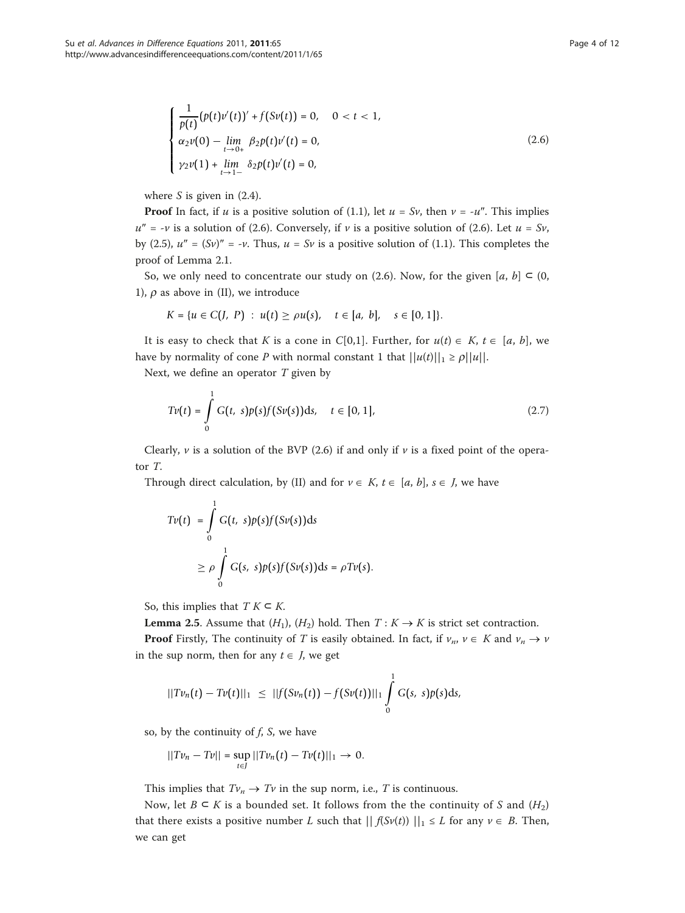$$
\begin{cases}
\dfrac{1}{p(t)}(p(t)v'(t))' + f(Sv(t)) = 0, & 0 < t < 1, \\
\alpha_2 v(0) - \lim\limits_{t\to 0+} \beta_2 p(t)v'(t) = 0, \\
\gamma_2 v(1) + \lim\limits_{t\to 1-} \delta_2 p(t)v'(t) = 0,
\end{cases}
\tag{2.6}
$$

where $S$ is given in (2.4).

**Proof** In fact, if $u$ is a positive solution of (1.1), let $u = Sv$, then $v = -u''$. This implies $u'' = -v$ is a solution of (2.6). Conversely, if $v$ is a positive solution of (2.6). Let $u = Sv$, by (2.5), $u'' = (Sv)'' = -v$. Thus, $u = Sv$ is a positive solution of (1.1). This completes the proof of Lemma 2.1.

So, we only need to concentrate our study on (2.6). Now, for the given $[a, b] \subset (0, 1)$, $\rho$ as above in (II), we introduce

$$
K = \{u \in C(J, P) \ : \ u(t) \geq \rho u(s), \quad t \in [a, b], \quad s \in [0, 1]\}.
$$

It is easy to check that $K$ is a cone in $C[0,1]$. Further, for $u(t) \in K$, $t \in [a, b]$, we have by normality of cone $P$ with normal constant 1 that $||u(t)||_1 \geq \rho||u||$.

Next, we define an operator $T$ given by

$$
Tv(t) = \int_0^1 G(t, s)p(s)f(Sv(s))\mathrm{d}s, \quad t \in [0, 1],
\tag{2.7}
$$

Clearly, $v$ is a solution of the BVP (2.6) if and only if $v$ is a fixed point of the operator $T$.

Through direct calculation, by (II) and for $v \in K$, $t \in [a, b]$, $s \in J$, we have

$$
\begin{aligned}
Tv(t) &= \int_0^1 G(t, s)p(s)f(Sv(s))\mathrm{d}s \\
&\geq \rho \int_0^1 G(s, s)p(s)f(Sv(s))\mathrm{d}s = \rho Tv(s).
\end{aligned}
$$

So, this implies that $T K \subset K$.

**Lemma 2.5**. Assume that $(H_1)$, $(H_2)$ hold. Then $T : K \to K$ is strict set contraction.

**Proof** Firstly, The continuity of $T$ is easily obtained. In fact, if $v_n$, $v \in K$ and $v_n \to v$ in the sup norm, then for any $t \in J$, we get

$$
||Tv_n(t) - Tv(t)||_1 \ \leq \ ||f(Sv_n(t)) - f(Sv(t))||_1 \int_0^1 G(s, s)p(s)\mathrm{d}s,
$$

so, by the continuity of $f$, $S$, we have

$$
||Tv_n - Tv|| = \sup_{t\in J} ||Tv_n(t) - Tv(t)||_1 \to 0.
$$

This implies that $Tv_n \to Tv$ in the sup norm, i.e., $T$ is continuous.

Now, let $B \subset K$ is a bounded set. It follows from the the continuity of $S$ and $(H_2)$ that there exists a positive number $L$ such that $||\, f(Sv(t))\, ||_1 \leq L$ for any $v \in B$. Then, we can get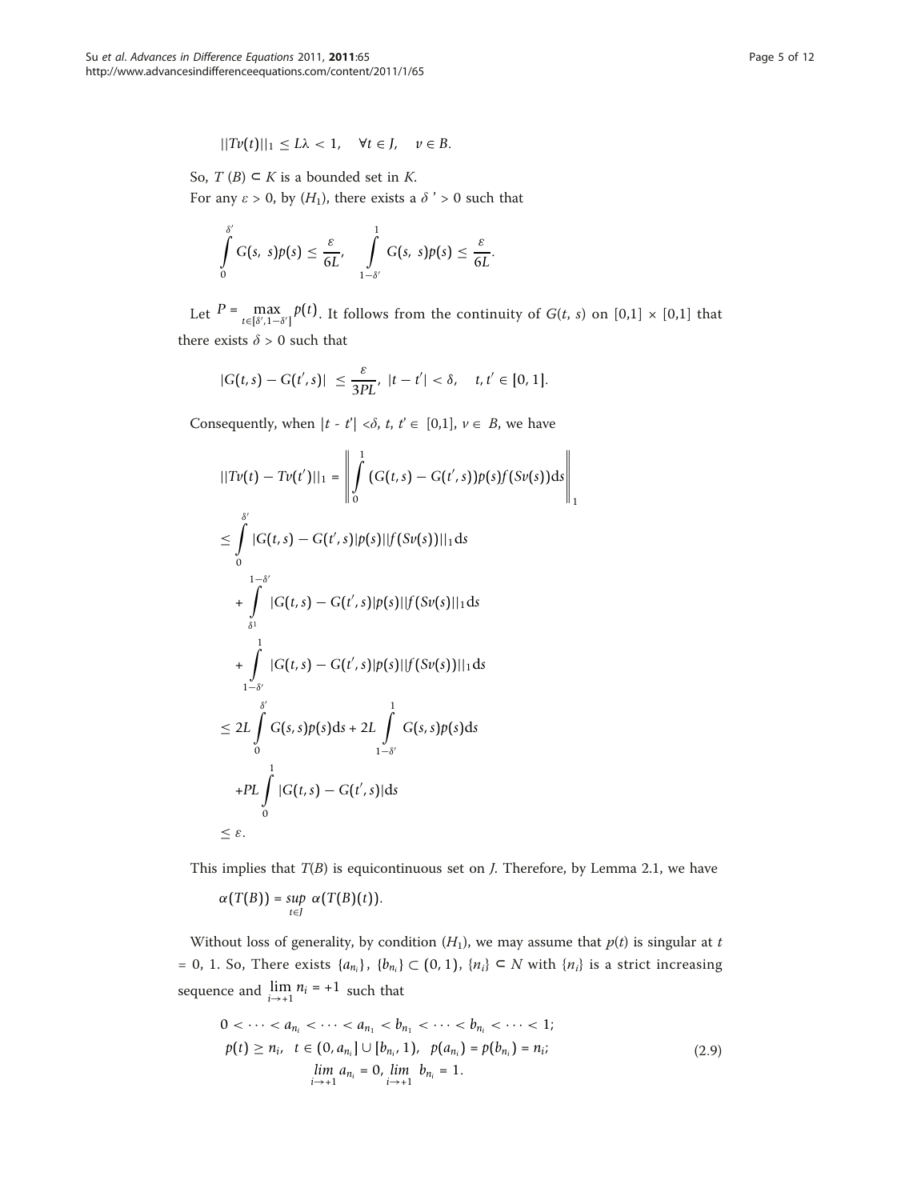$$||Tv(t)||_1 \leq L\lambda < 1, \quad \forall t \in J, \quad v \in B.$$

So, $T(B) \subset K$ is a bounded set in $K$.

For any $\varepsilon > 0$, by $(H_1)$, there exists a $\delta' > 0$ such that

$$\int_0^{\delta'} G(s, s)p(s) \leq \frac{\varepsilon}{6L}, \quad \int_{1-\delta'}^{1} G(s, s)p(s) \leq \frac{\varepsilon}{6L}.$$

Let $P = \max_{t \in [\delta', 1-\delta']} p(t)$. It follows from the continuity of $G(t, s)$ on $[0,1] \times [0,1]$ that there exists $\delta > 0$ such that

$$|G(t,s) - G(t',s)| \leq \frac{\varepsilon}{3PL}, \; |t - t'| < \delta, \quad t, t' \in [0,1].$$

Consequently, when $|t - t'| < \delta$, $t$, $t' \in [0,1]$, $v \in B$, we have

$$\begin{aligned}
||Tv(t) - Tv(t')||_1 &= \left\| \int_0^1 (G(t,s) - G(t',s))p(s)f(Sv(s))\mathrm{d}s \right\|_1 \\
&\leq \int_0^{\delta'} |G(t,s) - G(t',s)|p(s)||f(Sv(s))||_1 \mathrm{d}s \\
&\quad + \int_{\delta^1}^{1-\delta'} |G(t,s) - G(t',s)|p(s)||f(Sv(s)||_1 \mathrm{d}s \\
&\quad + \int_{1-\delta'}^{1} |G(t,s) - G(t',s)|p(s)||f(Sv(s))||_1 \mathrm{d}s \\
&\leq 2L \int_0^{\delta'} G(s,s)p(s)\mathrm{d}s + 2L \int_{1-\delta'}^{1} G(s,s)p(s)\mathrm{d}s \\
&\quad + PL \int_0^1 |G(t,s) - G(t',s)|\mathrm{d}s \\
&\leq \varepsilon.
\end{aligned}$$

This implies that $T(B)$ is equicontinuous set on $J$. Therefore, by Lemma 2.1, we have

$$\alpha(T(B)) = \sup_{t \in J} \alpha(T(B)(t)).$$

Without loss of generality, by condition $(H_1)$, we may assume that $p(t)$ is singular at $t = 0$, 1. So, There exists $\{a_{n_i}\}$, $\{b_{n_i}\} \subset (0,1)$, $\{n_i\} \subset N$ with $\{n_i\}$ is a strict increasing sequence and $\lim_{i \to +1} n_i = +1$ such that

$$\begin{aligned}
&0 < \cdots < a_{n_i} < \cdots < a_{n_1} < b_{n_1} < \cdots < b_{n_i} < \cdots < 1; \\
&p(t) \geq n_i, \quad t \in (0, a_{n_i}] \cup [b_{n_i}, 1), \quad p(a_{n_i}) = p(b_{n_i}) = n_i; \\
&\lim_{i \to +1} a_{n_i} = 0, \; \lim_{i \to +1} b_{n_i} = 1.
\end{aligned} \tag{2.9}$$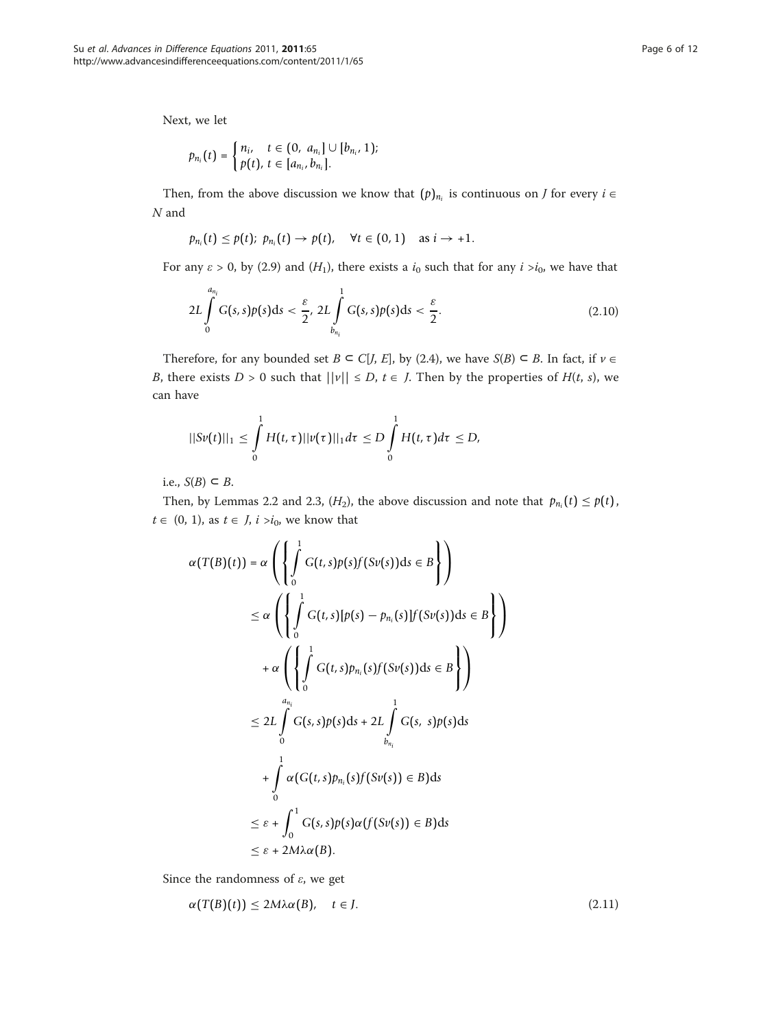Next, we let

$$p_{n_i}(t) = \begin{cases} n_i, & t \in (0, \ a_{n_i}] \cup [b_{n_i}, 1); \\ p(t), & t \in [a_{n_i}, b_{n_i}]. \end{cases}$$

Then, from the above discussion we know that $(p)_{n_i}$ is continuous on $J$ for every $i \in N$ and

$$p_{n_i}(t) \le p(t); \ p_{n_i}(t) \to p(t), \quad \forall t \in (0, 1) \quad \text{as } i \to +1.$$

For any $\varepsilon > 0$, by (2.9) and $(H_1)$, there exists a $i_0$ such that for any $i > i_0$, we have that

$$2L \int_0^{a_{n_i}} G(s, s) p(s) \mathrm{d}s < \frac{\varepsilon}{2}, \ 2L \int_{b_{n_i}}^{1} G(s, s) p(s) \mathrm{d}s < \frac{\varepsilon}{2}. \tag{2.10}$$

Therefore, for any bounded set $B \subset C[J, E]$, by (2.4), we have $S(B) \subset B$. In fact, if $v \in B$, there exists $D > 0$ such that $||v|| \le D$, $t \in J$. Then by the properties of $H(t, s)$, we can have

$$||Sv(t)||_1 \le \int_0^1 H(t, \tau)||v(\tau)||_1 d\tau \le D \int_0^1 H(t, \tau) d\tau \le D,$$

i.e., $S(B) \subset B$.

Then, by Lemmas 2.2 and 2.3, $(H_2)$, the above discussion and note that $p_{n_i}(t) \le p(t)$, $t \in (0, 1)$, as $t \in J$, $i > i_0$, we know that

$$\begin{aligned}
\alpha(T(B)(t)) &= \alpha\left(\left\{\int_0^1 G(t, s) p(s) f(Sv(s)) \mathrm{d}s \in B\right\}\right) \\
&\le \alpha\left(\left\{\int_0^1 G(t, s)[p(s) - p_{n_i}(s)] f(Sv(s)) \mathrm{d}s \in B\right\}\right) \\
&\quad + \alpha\left(\left\{\int_0^1 G(t, s) p_{n_i}(s) f(Sv(s)) \mathrm{d}s \in B\right\}\right) \\
&\le 2L \int_0^{a_{n_i}} G(s, s) p(s) \mathrm{d}s + 2L \int_{b_{n_i}}^1 G(s, \ s) p(s) \mathrm{d}s \\
&\quad + \int_0^1 \alpha(G(t, s) p_{n_i}(s) f(Sv(s)) \in B) \mathrm{d}s \\
&\le \varepsilon + \int_0^1 G(s, s) p(s) \alpha(f(Sv(s)) \in B) \mathrm{d}s \\
&\le \varepsilon + 2M\lambda\alpha(B).
\end{aligned}$$

Since the randomness of $\varepsilon$, we get

$$\alpha(T(B)(t)) \le 2M\lambda\alpha(B), \quad t \in J. \tag{2.11}$$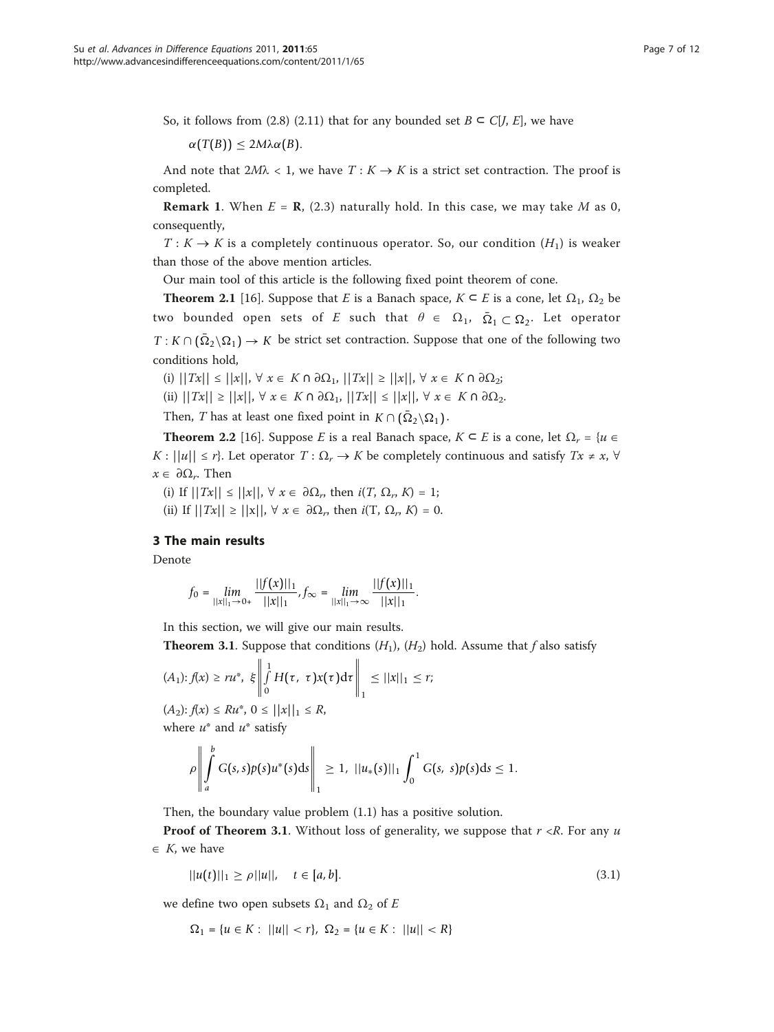So, it follows from (2.8) (2.11) that for any bounded set $B \subset C[J, E]$, we have

$$\alpha(T(B)) \le 2M\lambda\alpha(B).$$

And note that $2M\lambda < 1$, we have $T : K \to K$ is a strict set contraction. The proof is completed.

**Remark 1**. When $E = \mathbf{R}$, (2.3) naturally hold. In this case, we may take $M$ as 0, consequently,

$T : K \to K$ is a completely continuous operator. So, our condition $(H_1)$ is weaker than those of the above mention articles.

Our main tool of this article is the following fixed point theorem of cone.

**Theorem 2.1** [16]. Suppose that $E$ is a Banach space, $K \subset E$ is a cone, let $\Omega_1$, $\Omega_2$ be two bounded open sets of $E$ such that $\theta \in \Omega_1$, $\bar{\Omega}_1 \subset \Omega_2$. Let operator $T : K \cap (\bar{\Omega}_2 \backslash \Omega_1) \to K$ be strict set contraction. Suppose that one of the following two conditions hold,

(i) $||Tx|| \le ||x||$, $\forall\ x \in K \cap \partial\Omega_1$, $||Tx|| \ge ||x||$, $\forall\ x \in K \cap \partial\Omega_2$;

(ii) $||Tx|| \ge ||x||$, $\forall\ x \in K \cap \partial\Omega_1$, $||Tx|| \le ||x||$, $\forall\ x \in K \cap \partial\Omega_2$.

Then, $T$ has at least one fixed point in $K \cap (\bar{\Omega}_2 \backslash \Omega_1)$.

**Theorem 2.2** [16]. Suppose $E$ is a real Banach space, $K \subset E$ is a cone, let $\Omega_r = \{u \in K : ||u|| \le r\}$. Let operator $T : \Omega_r \to K$ be completely continuous and satisfy $Tx \ne x$, $\forall\ x \in \partial\Omega_r$. Then

(i) If $||Tx|| \le ||x||$, $\forall\ x \in \partial\Omega_r$, then $i(T, \Omega_r, K) = 1$;

(ii) If $||Tx|| \ge ||x||$, $\forall\ x \in \partial\Omega_r$, then $i(T, \Omega_r, K) = 0$.

## 3 The main results

Denote

$$f_0 = \lim_{||x||_1 \to 0+} \frac{||f(x)||_1}{||x||_1}, f_\infty = \lim_{||x||_1 \to \infty} \frac{||f(x)||_1}{||x||_1}.$$

In this section, we will give our main results.

**Theorem 3.1**. Suppose that conditions $(H_1)$, $(H_2)$ hold. Assume that $f$ also satisfy

$(A_1)$: $f(x) \ge ru^*$, $\xi \left\| \int_0^1 H(\tau,\ \tau)x(\tau)\mathrm{d}\tau \right\|_1 \le ||x||_1 \le r$;

$(A_2)$: $f(x) \le Ru^*$, $0 \le ||x||_1 \le R$,

where $u^*$ and $u^*$ satisfy

$$\rho \left\| \int_a^b G(s, s)p(s)u^*(s)\mathrm{d}s \right\|_1 \ge 1,\ ||u_*(s)||_1 \int_0^1 G(s,\ s)p(s)\mathrm{d}s \le 1.$$

Then, the boundary value problem (1.1) has a positive solution.

**Proof of Theorem 3.1**. Without loss of generality, we suppose that $r < R$. For any $u \in K$, we have

$$||u(t)||_1 \ge \rho||u||, \quad t \in [a, b]. \tag{3.1}$$

we define two open subsets $\Omega_1$ and $\Omega_2$ of $E$

$$\Omega_1 = \{u \in K : \ ||u|| < r\},\ \Omega_2 = \{u \in K : \ ||u|| < R\}$$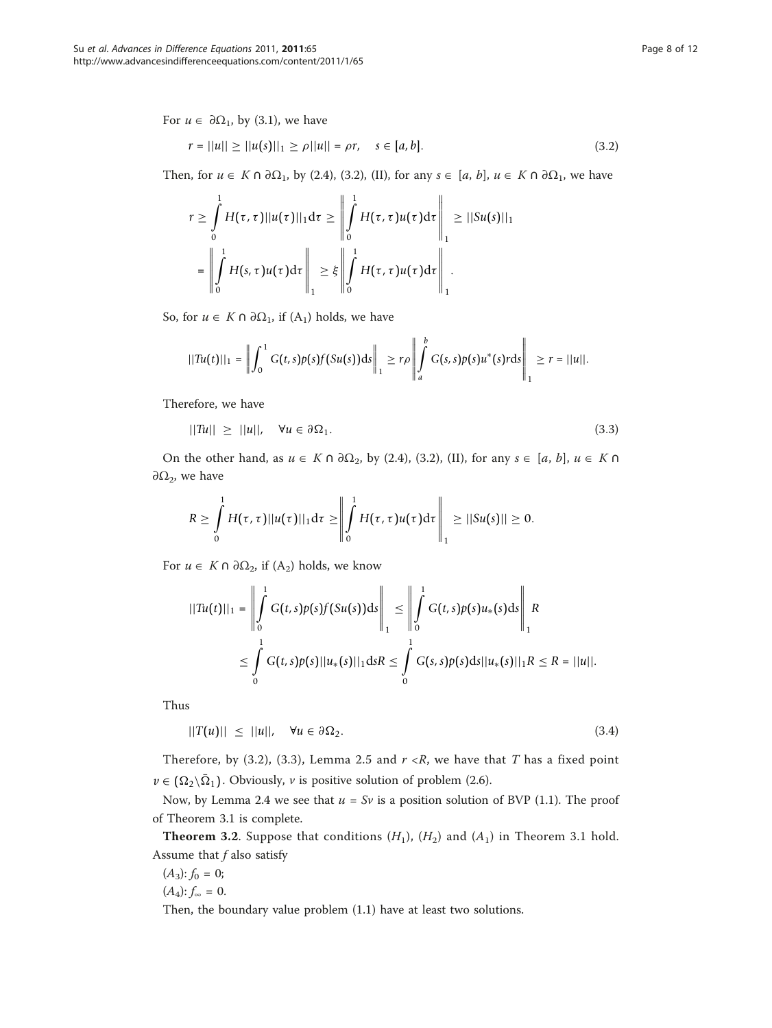For $u \in \partial\Omega_1$, by (3.1), we have

$$r = ||u|| \geq ||u(s)||_1 \geq \rho||u|| = \rho r, \quad s \in [a, b]. \tag{3.2}$$

Then, for $u \in K \cap \partial\Omega_1$, by (2.4), (3.2), (II), for any $s \in [a, b]$, $u \in K \cap \partial\Omega_1$, we have

$$\begin{aligned} r &\geq \int_0^1 H(\tau,\tau)||u(\tau)||_1 \mathrm{d}\tau \geq \left\| \int_0^1 H(\tau,\tau)u(\tau)\mathrm{d}\tau \right\|_1 \geq ||Su(s)||_1 \\ &= \left\| \int_0^1 H(s,\tau)u(\tau)\mathrm{d}\tau \right\|_1 \geq \xi \left\| \int_0^1 H(\tau,\tau)u(\tau)\mathrm{d}\tau \right\|_1 . \end{aligned}$$

So, for $u \in K \cap \partial\Omega_1$, if ($A_1$) holds, we have

$$||Tu(t)||_1 = \left\| \int_0^1 G(t,s)p(s)f(Su(s))\mathrm{d}s \right\|_1 \geq r\rho \left\| \int_a^b G(s,s)p(s)u^*(s)r\mathrm{d}s \right\|_1 \geq r = ||u||.$$

Therefore, we have

$$||Tu|| \geq ||u||, \quad \forall u \in \partial\Omega_1. \tag{3.3}$$

On the other hand, as $u \in K \cap \partial\Omega_2$, by (2.4), (3.2), (II), for any $s \in [a, b]$, $u \in K \cap \partial\Omega_2$, we have

$$R \geq \int_0^1 H(\tau,\tau)||u(\tau)||_1 \mathrm{d}\tau \geq \left\| \int_0^1 H(\tau,\tau)u(\tau)\mathrm{d}\tau \right\|_1 \geq ||Su(s)|| \geq 0.$$

For $u \in K \cap \partial\Omega_2$, if ($A_2$) holds, we know

$$\begin{aligned} ||Tu(t)||_1 &= \left\| \int_0^1 G(t,s)p(s)f(Su(s))\mathrm{d}s \right\|_1 \leq \left\| \int_0^1 G(t,s)p(s)u_*(s)\mathrm{d}s \right\|_1 R \\ &\leq \int_0^1 G(t,s)p(s)||u_*(s)||_1 \mathrm{d}sR \leq \int_0^1 G(s,s)p(s)\mathrm{d}s||u_*(s)||_1 R \leq R = ||u||. \end{aligned}$$

Thus

$$||T(u)|| \leq ||u||, \quad \forall u \in \partial\Omega_2. \tag{3.4}$$

Therefore, by (3.2), (3.3), Lemma 2.5 and $r < R$, we have that $T$ has a fixed point $v \in (\Omega_2 \backslash \bar{\Omega}_1)$. Obviously, $v$ is positive solution of problem (2.6).

Now, by Lemma 2.4 we see that $u = Sv$ is a position solution of BVP (1.1). The proof of Theorem 3.1 is complete.

**Theorem 3.2**. Suppose that conditions ($H_1$), ($H_2$) and ($A_1$) in Theorem 3.1 hold. Assume that $f$ also satisfy

($A_3$): $f_0 = 0$;

($A_4$): $f_\infty = 0$.

Then, the boundary value problem (1.1) have at least two solutions.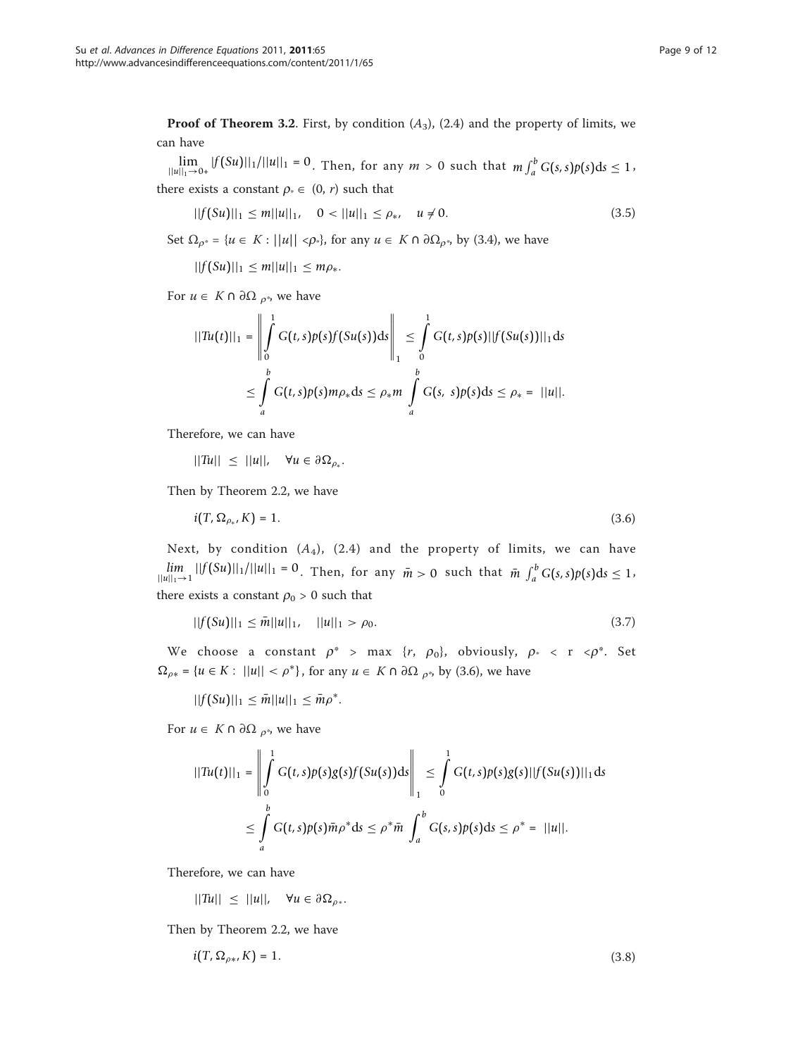**Proof of Theorem 3.2**. First, by condition $(A_3)$, (2.4) and the property of limits, we can have

$\lim_{||u||_1 \to 0+} |f(Su)||_1/||u||_1 = 0$. Then, for any $m > 0$ such that $m \int_a^b G(s,s)p(s)\mathrm{d}s \le 1$, there exists a constant $\rho_* \in (0, r)$ such that

$$||f(Su)||_1 \le m||u||_1, \quad 0 < ||u||_1 \le \rho_*, \quad u \neq 0. \tag{3.5}$$

Set $\Omega_{\rho^*} = \{u \in K : ||u|| < \rho_*\}$, for any $u \in K \cap \partial\Omega_{\rho^*}$, by (3.4), we have

$$||f(Su)||_1 \le m||u||_1 \le m\rho_*.$$

For $u \in K \cap \partial\Omega_{\rho^*}$, we have

$$||Tu(t)||_1 = \left\| \int_0^1 G(t,s)p(s)f(Su(s))\mathrm{d}s \right\|_1 \le \int_0^1 G(t,s)p(s)||f(Su(s))||_1 \mathrm{d}s$$

$$\le \int_a^b G(t,s)p(s)m\rho_* \mathrm{d}s \le \rho_* m \int_a^b G(s,s)p(s)\mathrm{d}s \le \rho_* = ||u||.$$

Therefore, we can have

$$||Tu|| \le ||u||, \quad \forall u \in \partial\Omega_{\rho_*}.$$

Then by Theorem 2.2, we have

$$i(T, \Omega_{\rho_*}, K) = 1. \tag{3.6}$$

Next, by condition $(A_4)$, (2.4) and the property of limits, we can have $\lim_{||u||_1 \to 1} ||f(Su)||_1/||u||_1 = 0$. Then, for any $\bar{m} > 0$ such that $\bar{m} \int_a^b G(s,s)p(s)\mathrm{d}s \le 1$, there exists a constant $\rho_0 > 0$ such that

$$||f(Su)||_1 \le \bar{m}||u||_1, \quad ||u||_1 > \rho_0. \tag{3.7}$$

We choose a constant $\rho^* > \max\{r, \rho_0\}$, obviously, $\rho_* < r < \rho^*$. Set $\Omega_{\rho*} = \{u \in K : ||u|| < \rho^*\}$, for any $u \in K \cap \partial\Omega_{\rho^*}$, by (3.6), we have

$$||f(Su)||_1 \le \bar{m}||u||_1 \le \bar{m}\rho^*.$$

For $u \in K \cap \partial\Omega_{\rho^*}$, we have

$$||Tu(t)||_1 = \left\| \int_0^1 G(t,s)p(s)g(s)f(Su(s))\mathrm{d}s \right\|_1 \le \int_0^1 G(t,s)p(s)g(s)||f(Su(s))||_1 \mathrm{d}s$$

$$\le \int_a^b G(t,s)p(s)\bar{m}\rho^* \mathrm{d}s \le \rho^* \bar{m} \int_a^b G(s,s)p(s)\mathrm{d}s \le \rho^* = ||u||.$$

Therefore, we can have

$$||Tu|| \le ||u||, \quad \forall u \in \partial\Omega_{\rho^*}.$$

Then by Theorem 2.2, we have

$$i(T, \Omega_{\rho*}, K) = 1. \tag{3.8}$$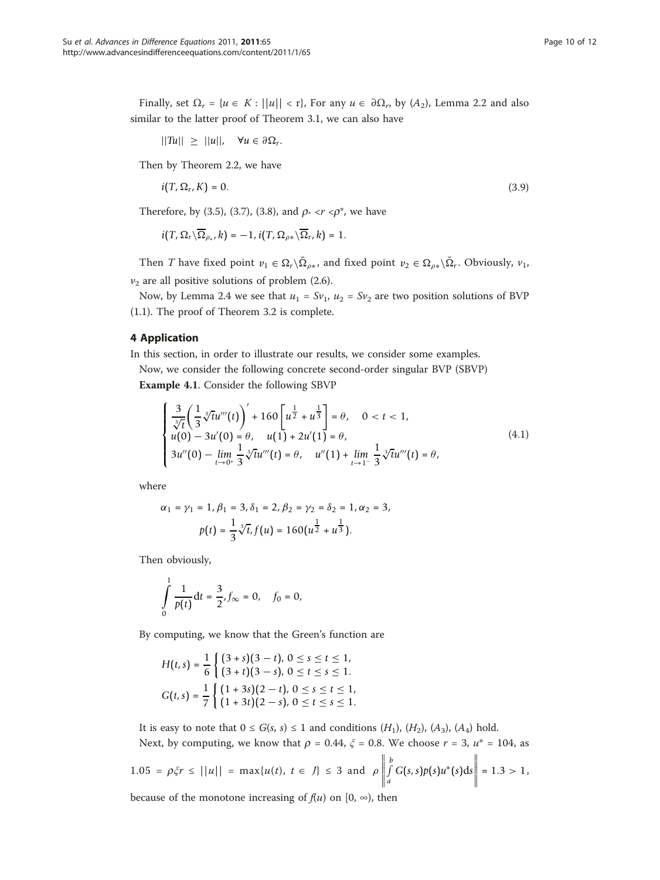Finally, set $\Omega_r = \{u \in K : ||u|| < r\}$, For any $u \in \partial\Omega_r$, by $(A_2)$, Lemma 2.2 and also similar to the latter proof of Theorem 3.1, we can also have

$$||Tu|| \geq ||u||, \quad \forall u \in \partial\Omega_r.$$

Then by Theorem 2.2, we have

$$i(T, \Omega_r, K) = 0. \tag{3.9}$$

Therefore, by (3.5), (3.7), (3.8), and $\rho_* < r < \rho^*$, we have

$$i(T, \Omega_r \backslash \overline{\Omega}_{\rho_*}, k) = -1, i(T, \Omega_{\rho*} \backslash \overline{\Omega}_r, k) = 1.$$

Then $T$ have fixed point $v_1 \in \Omega_r \backslash \bar{\Omega}_{\rho*}$, and fixed point $v_2 \in \Omega_{\rho*} \backslash \bar{\Omega}_r$. Obviously, $v_1$, $v_2$ are all positive solutions of problem (2.6).

Now, by Lemma 2.4 we see that $u_1 = Sv_1$, $u_2 = Sv_2$ are two position solutions of BVP (1.1). The proof of Theorem 3.2 is complete.

## 4 Application

In this section, in order to illustrate our results, we consider some examples.

Now, we consider the following concrete second-order singular BVP (SBVP)

**Example 4.1**. Consider the following SBVP

$$\begin{cases} \dfrac{3}{\sqrt[3]{t}}\left(\dfrac{1}{3}\sqrt[3]{t}u'''(t)\right)' + 160\left[u^{\frac{1}{2}} + u^{\frac{1}{3}}\right] = \theta, \quad 0 < t < 1, \\ u(0) - 3u'(0) = \theta, \quad u(1) + 2u'(1) = \theta, \\ 3u''(0) - \lim\limits_{t \to 0^+} \dfrac{1}{3}\sqrt[3]{t}u'''(t) = \theta, \quad u''(1) + \lim\limits_{t \to 1^-} \dfrac{1}{3}\sqrt[3]{t}u'''(t) = \theta, \end{cases} \tag{4.1}$$

where

$$\alpha_1 = \gamma_1 = 1, \beta_1 = 3, \delta_1 = 2, \beta_2 = \gamma_2 = \delta_2 = 1, \alpha_2 = 3,$$
$$p(t) = \frac{1}{3}\sqrt[3]{t}, f(u) = 160(u^{\frac{1}{2}} + u^{\frac{1}{3}}).$$

Then obviously,

$$\int_0^1 \frac{1}{p(t)} \mathrm{d}t = \frac{3}{2}, f_\infty = 0, \quad f_0 = 0,$$

By computing, we know that the Green's function are

$$H(t,s) = \frac{1}{6}\begin{cases} (3+s)(3-t), \ 0 \leq s \leq t \leq 1, \\ (3+t)(3-s), \ 0 \leq t \leq s \leq 1. \end{cases}$$
$$G(t,s) = \frac{1}{7}\begin{cases} (1+3s)(2-t), \ 0 \leq s \leq t \leq 1, \\ (1+3t)(2-s), \ 0 \leq t \leq s \leq 1. \end{cases}$$

It is easy to note that $0 \leq G(s, s) \leq 1$ and conditions $(H_1)$, $(H_2)$, $(A_3)$, $(A_4)$ hold.

Next, by computing, we know that $\rho = 0.44$, $\xi = 0.8$. We choose $r = 3$, $u^* = 104$, as $1.05 = \rho\xi r \leq ||u|| = \max\{u(t),\ t \in J\} \leq 3$ and $\rho \left\| \int_a^b G(s,s)p(s)u^*(s)\mathrm{d}s \right\| = 1.3 > 1$, because of the monotone increasing of $f(u)$ on $[0, \infty)$, then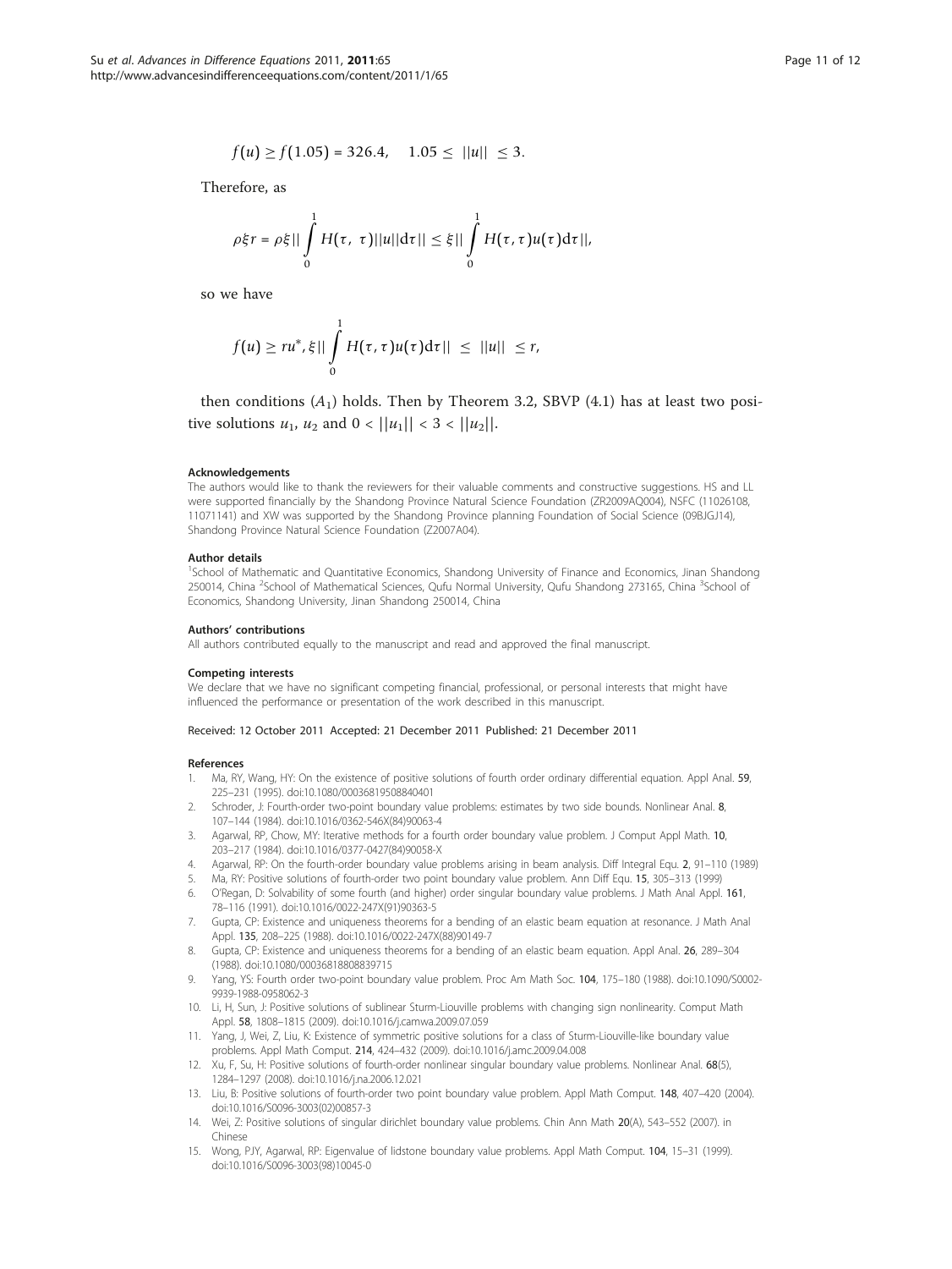$$f(u) \geq f(1.05) = 326.4, \quad 1.05 \leq \|u\| \leq 3.$$

Therefore, as

$$\rho \xi r = \rho \xi \| \int_0^1 H(\tau, \tau) \|u\| \mathrm{d}\tau \| \leq \xi \| \int_0^1 H(\tau, \tau) u(\tau) \mathrm{d}\tau \|,$$

so we have

$$f(u) \geq r u^*, \xi \| \int_0^1 H(\tau, \tau) u(\tau) \mathrm{d}\tau \| \leq \|u\| \leq r,$$

then conditions $(A_1)$ holds. Then by Theorem 3.2, SBVP (4.1) has at least two positive solutions $u_1$, $u_2$ and $0 < \|u_1\| < 3 < \|u_2\|$.

#### Acknowledgements

The authors would like to thank the reviewers for their valuable comments and constructive suggestions. HS and LL were supported financially by the Shandong Province Natural Science Foundation (ZR2009AQ004), NSFC (11026108, 11071141) and XW was supported by the Shandong Province planning Foundation of Social Science (09BJGJ14), Shandong Province Natural Science Foundation (Z2007A04).

#### Author details

[1]School of Mathematic and Quantitative Economics, Shandong University of Finance and Economics, Jinan Shandong 250014, China [2]School of Mathematical Sciences, Qufu Normal University, Qufu Shandong 273165, China [3]School of Economics, Shandong University, Jinan Shandong 250014, China

#### Authors' contributions

All authors contributed equally to the manuscript and read and approved the final manuscript.

#### Competing interests

We declare that we have no significant competing financial, professional, or personal interests that might have influenced the performance or presentation of the work described in this manuscript.

Received: 12 October 2011 Accepted: 21 December 2011 Published: 21 December 2011

#### References

1. Ma, RY, Wang, HY: On the existence of positive solutions of fourth order ordinary differential equation. Appl Anal. **59**, 225–231 (1995). doi:10.1080/00036819508840401
2. Schroder, J: Fourth-order two-point boundary value problems: estimates by two side bounds. Nonlinear Anal. **8**, 107–144 (1984). doi:10.1016/0362-546X(84)90063-4
3. Agarwal, RP, Chow, MY: Iterative methods for a fourth order boundary value problem. J Comput Appl Math. **10**, 203–217 (1984). doi:10.1016/0377-0427(84)90058-X
4. Agarwal, RP: On the fourth-order boundary value problems arising in beam analysis. Diff Integral Equ. **2**, 91–110 (1989)
5. Ma, RY: Positive solutions of fourth-order two point boundary value problem. Ann Diff Equ. **15**, 305–313 (1999)
6. O'Regan, D: Solvability of some fourth (and higher) order singular boundary value problems. J Math Anal Appl. **161**, 78–116 (1991). doi:10.1016/0022-247X(91)90363-5
7. Gupta, CP: Existence and uniqueness theorems for a bending of an elastic beam equation at resonance. J Math Anal Appl. **135**, 208–225 (1988). doi:10.1016/0022-247X(88)90149-7
8. Gupta, CP: Existence and uniqueness theorems for a bending of an elastic beam equation. Appl Anal. **26**, 289–304 (1988). doi:10.1080/00036818808839715
9. Yang, YS: Fourth order two-point boundary value problem. Proc Am Math Soc. **104**, 175–180 (1988). doi:10.1090/S0002-9939-1988-0958062-3
10. Li, H, Sun, J: Positive solutions of sublinear Sturm-Liouville problems with changing sign nonlinearity. Comput Math Appl. **58**, 1808–1815 (2009). doi:10.1016/j.camwa.2009.07.059
11. Yang, J, Wei, Z, Liu, K: Existence of symmetric positive solutions for a class of Sturm-Liouville-like boundary value problems. Appl Math Comput. **214**, 424–432 (2009). doi:10.1016/j.amc.2009.04.008
12. Xu, F, Su, H: Positive solutions of fourth-order nonlinear singular boundary value problems. Nonlinear Anal. **68**(5), 1284–1297 (2008). doi:10.1016/j.na.2006.12.021
13. Liu, B: Positive solutions of fourth-order two point boundary value problem. Appl Math Comput. **148**, 407–420 (2004). doi:10.1016/S0096-3003(02)00857-3
14. Wei, Z: Positive solutions of singular dirichlet boundary value problems. Chin Ann Math **20**(A), 543–552 (2007). in Chinese
15. Wong, PJY, Agarwal, RP: Eigenvalue of lidstone boundary value problems. Appl Math Comput. **104**, 15–31 (1999). doi:10.1016/S0096-3003(98)10045-0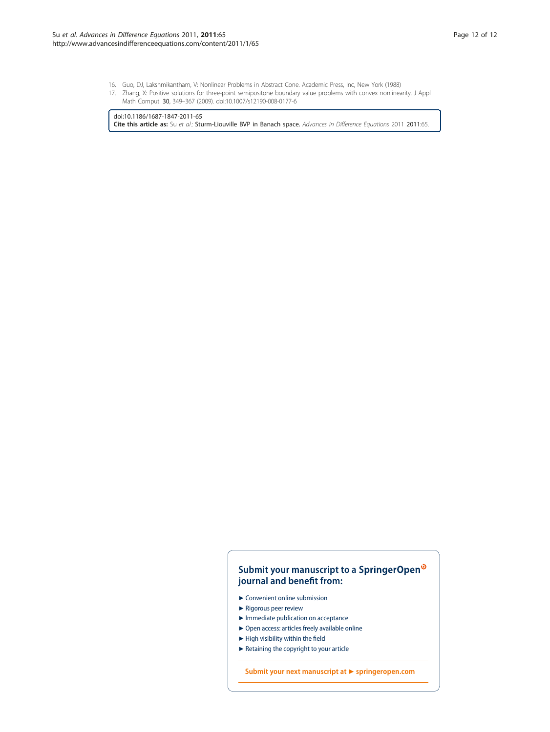16. Guo, DJ, Lakshmikantham, V: Nonlinear Problems in Abstract Cone. Academic Press, Inc, New York (1988)
17. Zhang, X: Positive solutions for three-point semipositone boundary value problems with convex nonlinearity. J Appl Math Comput. **30**, 349–367 (2009). doi:10.1007/s12190-008-0177-6

doi:10.1186/1687-1847-2011-65
**Cite this article as:** Su *et al.*: Sturm-Liouville BVP in Banach space. *Advances in Difference Equations* 2011 **2011**:65.

**Submit your manuscript to a SpringerOpen journal and benefit from:**

- ► Convenient online submission
- ► Rigorous peer review
- ► Immediate publication on acceptance
- ► Open access: articles freely available online
- ► High visibility within the field
- ► Retaining the copyright to your article

**Submit your next manuscript at ► springeropen.com**